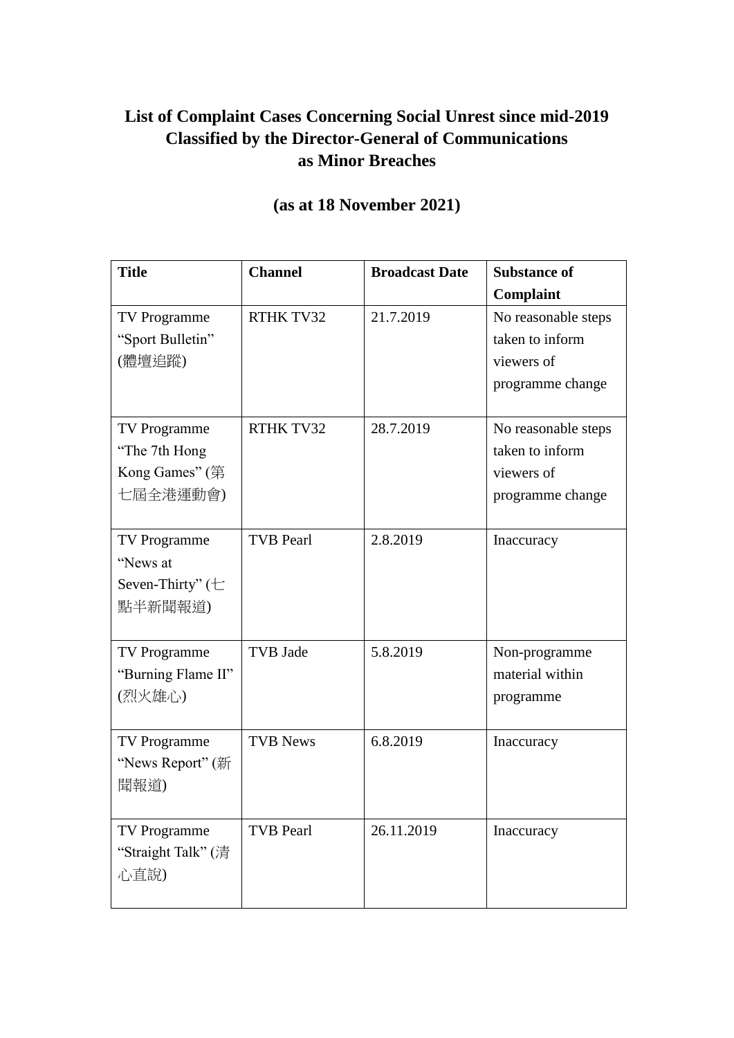# List of Complaint Cases Concerning Social Unrest since mid-2019 Classified by the Director-General of Communications as Minor Breaches

## (as at 18 November 2021)

| Title | Channel | Broadcast Date | Substance of Complaint |
|---|---|---|---|
| TV Programme "Sport Bulletin" (體壇追蹤) | RTHK TV32 | 21.7.2019 | No reasonable steps taken to inform viewers of programme change |
| TV Programme "The 7th Hong Kong Games" (第七屆全港運動會) | RTHK TV32 | 28.7.2019 | No reasonable steps taken to inform viewers of programme change |
| TV Programme "News at Seven-Thirty" (七點半新聞報道) | TVB Pearl | 2.8.2019 | Inaccuracy |
| TV Programme "Burning Flame II" (烈火雄心) | TVB Jade | 5.8.2019 | Non-programme material within programme |
| TV Programme "News Report" (新聞報道) | TVB News | 6.8.2019 | Inaccuracy |
| TV Programme "Straight Talk" (清心直說) | TVB Pearl | 26.11.2019 | Inaccuracy |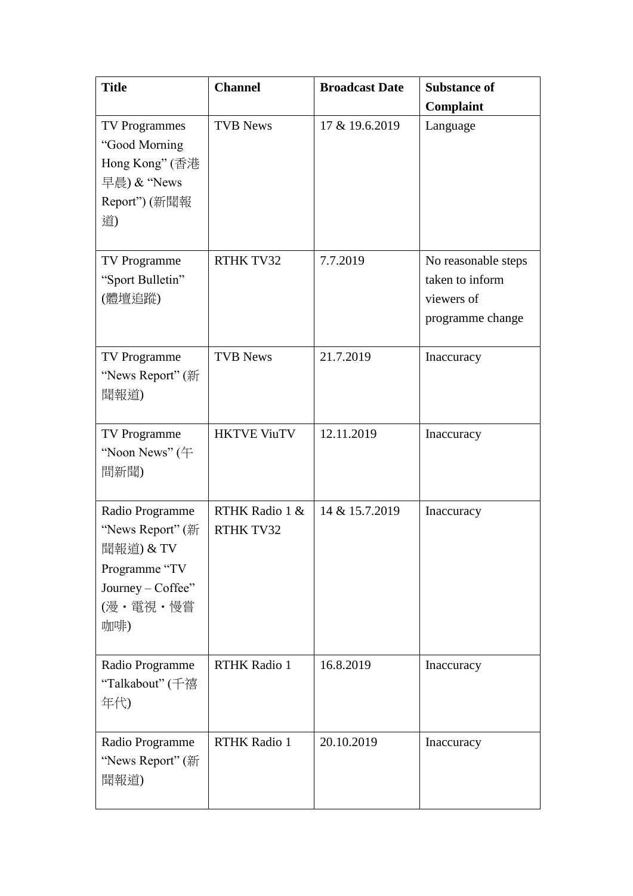| Title | Channel | Broadcast Date | Substance of Complaint |
| --- | --- | --- | --- |
| TV Programmes "Good Morning Hong Kong" (香港早晨) & "News Report") (新聞報道) | TVB News | 17 & 19.6.2019 | Language |
| TV Programme "Sport Bulletin" (體壇追蹤) | RTHK TV32 | 7.7.2019 | No reasonable steps taken to inform viewers of programme change |
| TV Programme "News Report" (新聞報道) | TVB News | 21.7.2019 | Inaccuracy |
| TV Programme "Noon News" (午間新聞) | HKTVE ViuTV | 12.11.2019 | Inaccuracy |
| Radio Programme "News Report" (新聞報道) & TV Programme "TV Journey – Coffee" (漫・電視・慢嘗咖啡) | RTHK Radio 1 & RTHK TV32 | 14 & 15.7.2019 | Inaccuracy |
| Radio Programme "Talkabout" (千禧年代) | RTHK Radio 1 | 16.8.2019 | Inaccuracy |
| Radio Programme "News Report" (新聞報道) | RTHK Radio 1 | 20.10.2019 | Inaccuracy |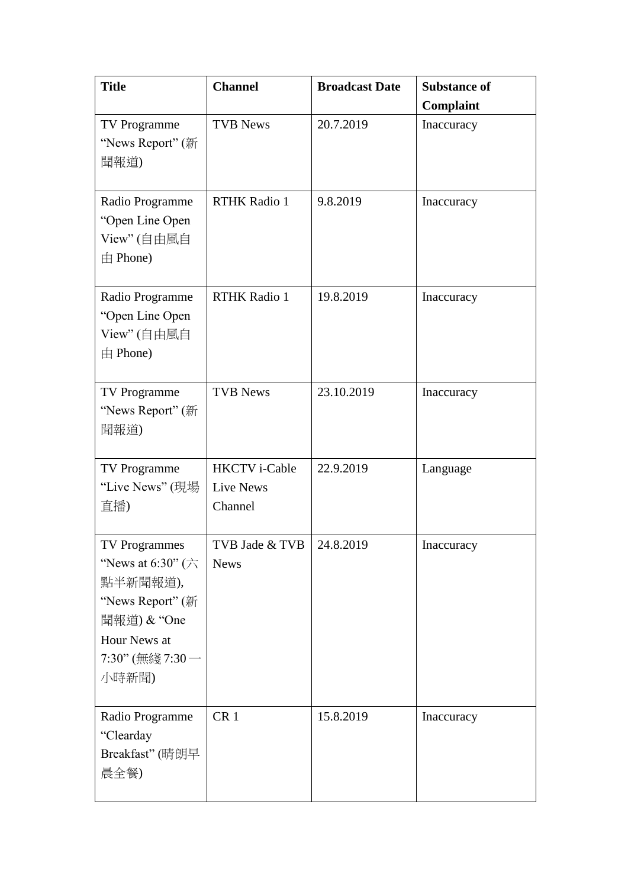| Title | Channel | Broadcast Date | Substance of Complaint |
|---|---|---|---|
| TV Programme "News Report" (新聞報道) | TVB News | 20.7.2019 | Inaccuracy |
| Radio Programme "Open Line Open View" (自由風自由 Phone) | RTHK Radio 1 | 9.8.2019 | Inaccuracy |
| Radio Programme "Open Line Open View" (自由風自由 Phone) | RTHK Radio 1 | 19.8.2019 | Inaccuracy |
| TV Programme "News Report" (新聞報道) | TVB News | 23.10.2019 | Inaccuracy |
| TV Programme "Live News" (現場直播) | HKCTV i-Cable Live News Channel | 22.9.2019 | Language |
| TV Programmes "News at 6:30" (六點半新聞報道), "News Report" (新聞報道) & "One Hour News at 7:30" (無綫 7:30 一小時新聞) | TVB Jade & TVB News | 24.8.2019 | Inaccuracy |
| Radio Programme "Clearday Breakfast" (晴朗早晨全餐) | CR 1 | 15.8.2019 | Inaccuracy |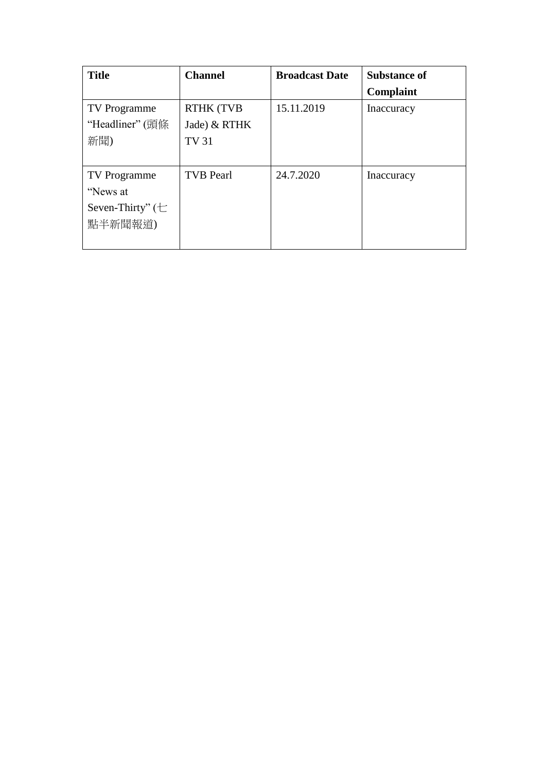| Title | Channel | Broadcast Date | Substance of Complaint |
| --- | --- | --- | --- |
| TV Programme "Headliner" (頭條新聞) | RTHK (TVB Jade) & RTHK TV 31 | 15.11.2019 | Inaccuracy |
| TV Programme "News at Seven-Thirty" (七點半新聞報道) | TVB Pearl | 24.7.2020 | Inaccuracy |